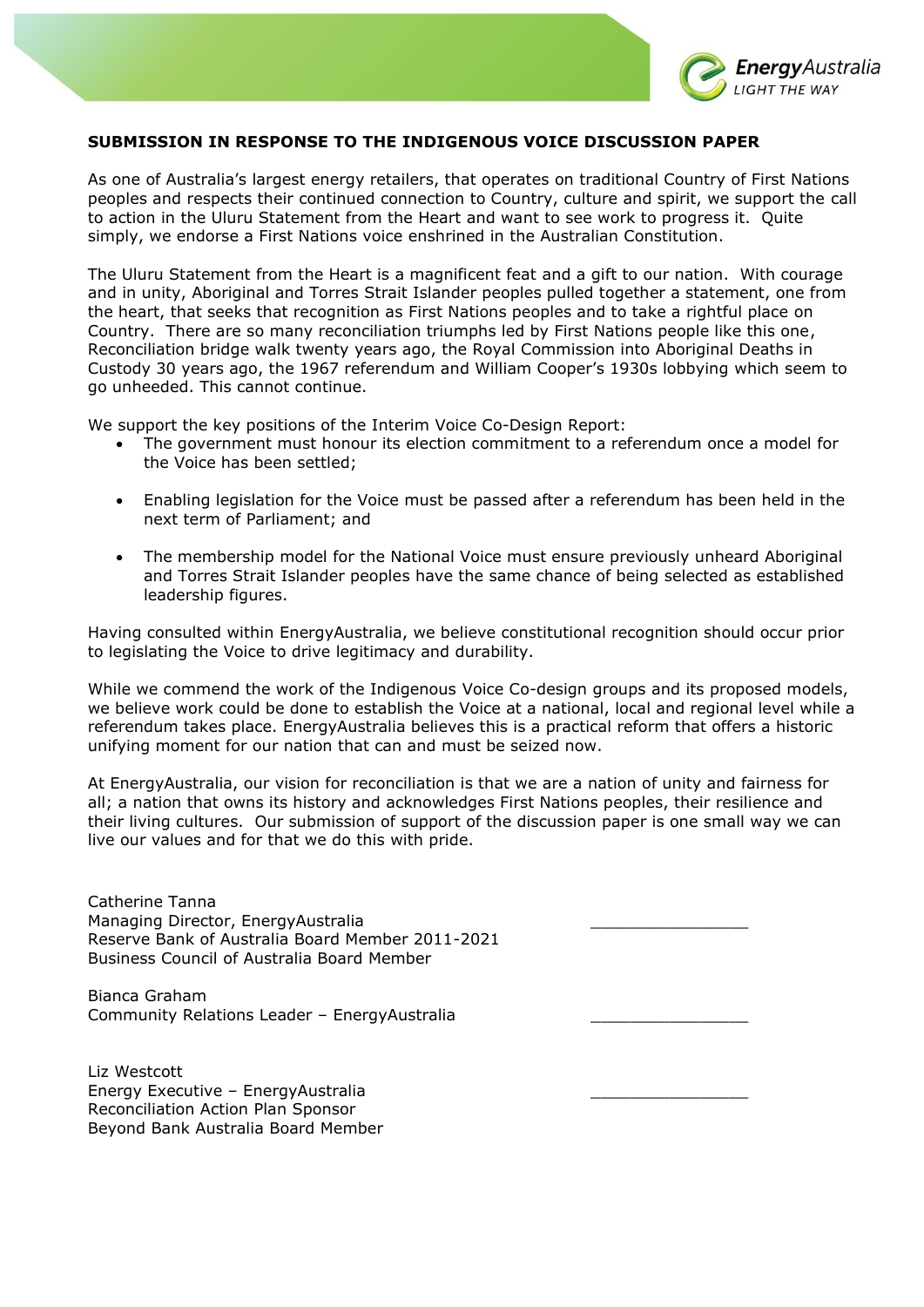## SUBMISSION IN RESPONSE TO THE INDIGENOUS VOICE DISCUSSION PAPER

As one of Australia's largest energy retailers, that operates on traditional Country of First Nations peoples and respects their continued connection to Country, culture and spirit, we support the call to action in the Uluru Statement from the Heart and want to see work to progress it. Quite simply, we endorse a First Nations voice enshrined in the Australian Constitution.

The Uluru Statement from the Heart is a magnificent feat and a gift to our nation. With courage and in unity, Aboriginal and Torres Strait Islander peoples pulled together a statement, one from the heart, that seeks that recognition as First Nations peoples and to take a rightful place on Country. There are so many reconciliation triumphs led by First Nations people like this one, Reconciliation bridge walk twenty years ago, the Royal Commission into Aboriginal Deaths in Custody 30 years ago, the 1967 referendum and William Cooper's 1930s lobbying which seem to go unheeded. This cannot continue.

We support the key positions of the Interim Voice Co-Design Report:

- The government must honour its election commitment to a referendum once a model for the Voice has been settled;
- Enabling legislation for the Voice must be passed after a referendum has been held in the next term of Parliament; and
- The membership model for the National Voice must ensure previously unheard Aboriginal and Torres Strait Islander peoples have the same chance of being selected as established leadership figures.

Having consulted within EnergyAustralia, we believe constitutional recognition should occur prior to legislating the Voice to drive legitimacy and durability.

While we commend the work of the Indigenous Voice Co-design groups and its proposed models, we believe work could be done to establish the Voice at a national, local and regional level while a referendum takes place. EnergyAustralia believes this is a practical reform that offers a historic unifying moment for our nation that can and must be seized now.

At EnergyAustralia, our vision for reconciliation is that we are a nation of unity and fairness for all; a nation that owns its history and acknowledges First Nations peoples, their resilience and their living cultures. Our submission of support of the discussion paper is one small way we can live our values and for that we do this with pride.

Catherine Tanna
Managing Director, EnergyAustralia
Reserve Bank of Australia Board Member 2011-2021
Business Council of Australia Board Member

Bianca Graham
Community Relations Leader – EnergyAustralia

Liz Westcott
Energy Executive – EnergyAustralia
Reconciliation Action Plan Sponsor
Beyond Bank Australia Board Member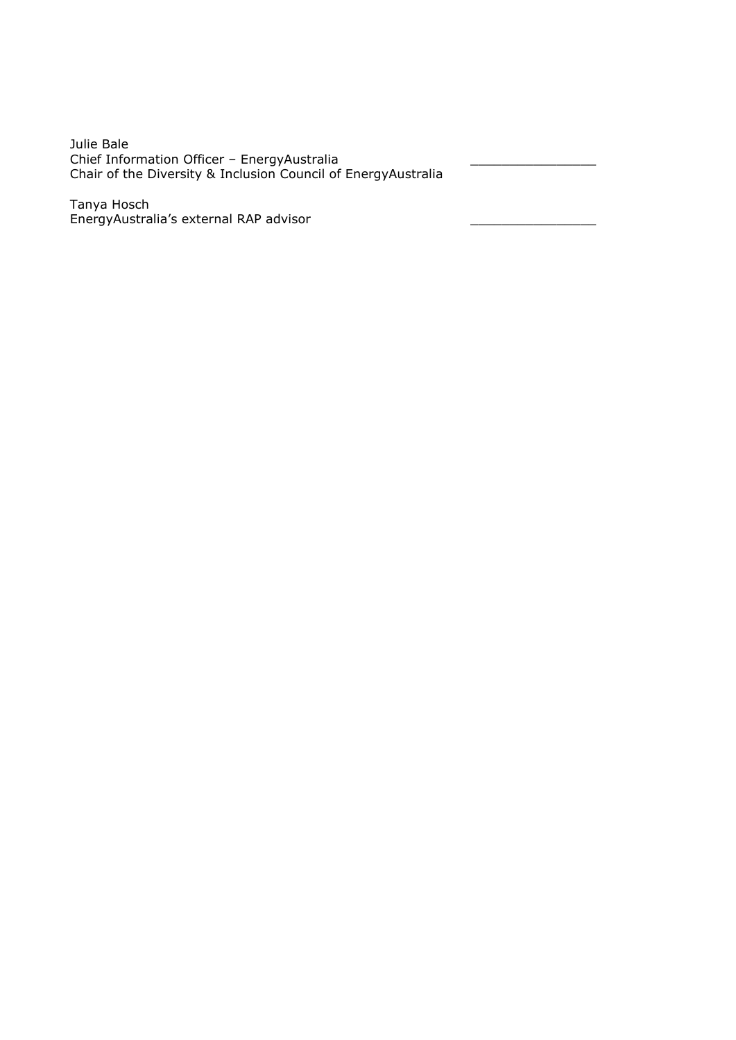Julie Bale
Chief Information Officer – EnergyAustralia ________________
Chair of the Diversity & Inclusion Council of EnergyAustralia

Tanya Hosch
EnergyAustralia's external RAP advisor ________________